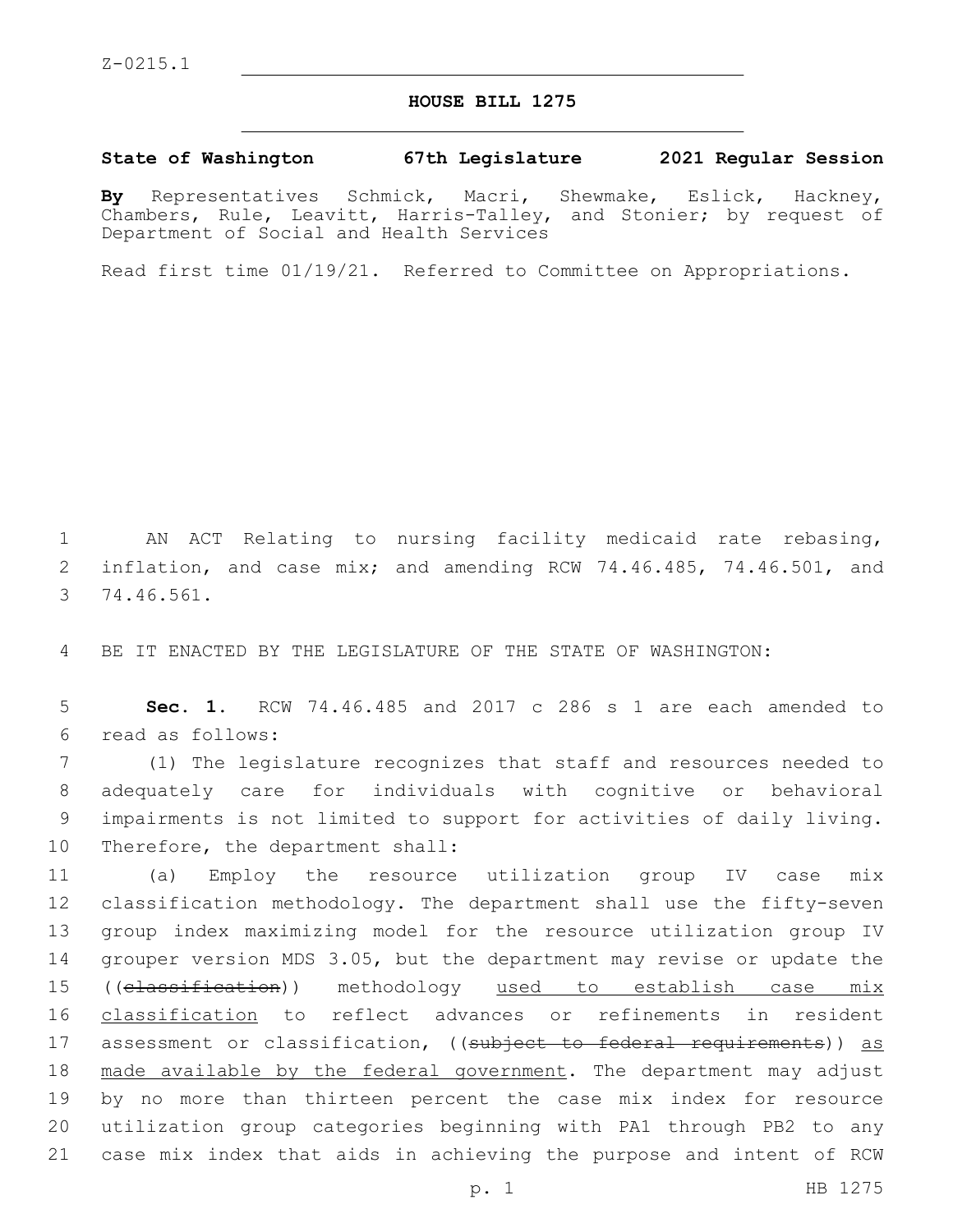Z-0215.1

# HOUSE BILL 1275

**State of Washington 67th Legislature 2021 Regular Session**

**By** Representatives Schmick, Macri, Shewmake, Eslick, Hackney, Chambers, Rule, Leavitt, Harris-Talley, and Stonier; by request of Department of Social and Health Services

Read first time 01/19/21. Referred to Committee on Appropriations.

AN ACT Relating to nursing facility medicaid rate rebasing, inflation, and case mix; and amending RCW 74.46.485, 74.46.501, and 74.46.561.

BE IT ENACTED BY THE LEGISLATURE OF THE STATE OF WASHINGTON:

**Sec. 1.** RCW 74.46.485 and 2017 c 286 s 1 are each amended to read as follows:

(1) The legislature recognizes that staff and resources needed to adequately care for individuals with cognitive or behavioral impairments is not limited to support for activities of daily living. Therefore, the department shall:

(a) Employ the resource utilization group IV case mix classification methodology. The department shall use the fifty-seven group index maximizing model for the resource utilization group IV grouper version MDS 3.05, but the department may revise or update the ((~~classification~~)) methodology <u>used to establish case mix classification</u> to reflect advances or refinements in resident assessment or classification, ((~~subject to federal requirements~~)) <u>as made available by the federal government</u>. The department may adjust by no more than thirteen percent the case mix index for resource utilization group categories beginning with PA1 through PB2 to any case mix index that aids in achieving the purpose and intent of RCW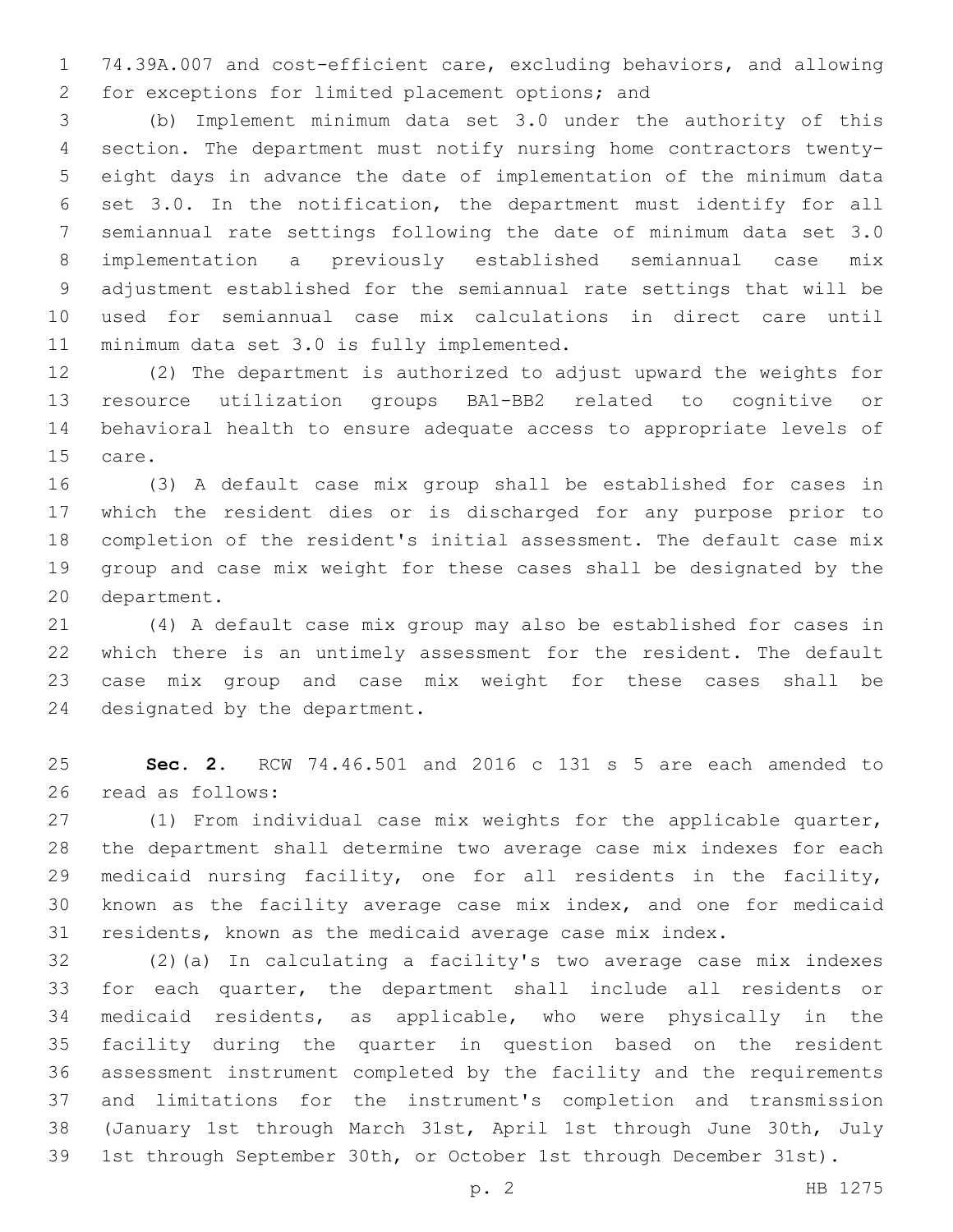74.39A.007 and cost-efficient care, excluding behaviors, and allowing for exceptions for limited placement options; and

(b) Implement minimum data set 3.0 under the authority of this section. The department must notify nursing home contractors twenty-eight days in advance the date of implementation of the minimum data set 3.0. In the notification, the department must identify for all semiannual rate settings following the date of minimum data set 3.0 implementation a previously established semiannual case mix adjustment established for the semiannual rate settings that will be used for semiannual case mix calculations in direct care until minimum data set 3.0 is fully implemented.

(2) The department is authorized to adjust upward the weights for resource utilization groups BA1-BB2 related to cognitive or behavioral health to ensure adequate access to appropriate levels of care.

(3) A default case mix group shall be established for cases in which the resident dies or is discharged for any purpose prior to completion of the resident's initial assessment. The default case mix group and case mix weight for these cases shall be designated by the department.

(4) A default case mix group may also be established for cases in which there is an untimely assessment for the resident. The default case mix group and case mix weight for these cases shall be designated by the department.

**Sec. 2.** RCW 74.46.501 and 2016 c 131 s 5 are each amended to read as follows:

(1) From individual case mix weights for the applicable quarter, the department shall determine two average case mix indexes for each medicaid nursing facility, one for all residents in the facility, known as the facility average case mix index, and one for medicaid residents, known as the medicaid average case mix index.

(2)(a) In calculating a facility's two average case mix indexes for each quarter, the department shall include all residents or medicaid residents, as applicable, who were physically in the facility during the quarter in question based on the resident assessment instrument completed by the facility and the requirements and limitations for the instrument's completion and transmission (January 1st through March 31st, April 1st through June 30th, July 1st through September 30th, or October 1st through December 31st).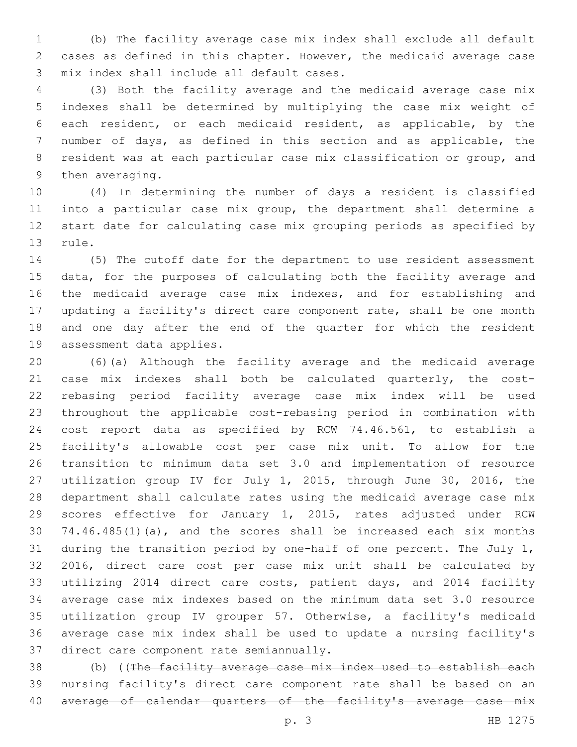(b) The facility average case mix index shall exclude all default cases as defined in this chapter. However, the medicaid average case mix index shall include all default cases.

(3) Both the facility average and the medicaid average case mix indexes shall be determined by multiplying the case mix weight of each resident, or each medicaid resident, as applicable, by the number of days, as defined in this section and as applicable, the resident was at each particular case mix classification or group, and then averaging.

(4) In determining the number of days a resident is classified into a particular case mix group, the department shall determine a start date for calculating case mix grouping periods as specified by rule.

(5) The cutoff date for the department to use resident assessment data, for the purposes of calculating both the facility average and the medicaid average case mix indexes, and for establishing and updating a facility's direct care component rate, shall be one month and one day after the end of the quarter for which the resident assessment data applies.

(6)(a) Although the facility average and the medicaid average case mix indexes shall both be calculated quarterly, the cost-rebasing period facility average case mix index will be used throughout the applicable cost-rebasing period in combination with cost report data as specified by RCW 74.46.561, to establish a facility's allowable cost per case mix unit. To allow for the transition to minimum data set 3.0 and implementation of resource utilization group IV for July 1, 2015, through June 30, 2016, the department shall calculate rates using the medicaid average case mix scores effective for January 1, 2015, rates adjusted under RCW 74.46.485(1)(a), and the scores shall be increased each six months during the transition period by one-half of one percent. The July 1, 2016, direct care cost per case mix unit shall be calculated by utilizing 2014 direct care costs, patient days, and 2014 facility average case mix indexes based on the minimum data set 3.0 resource utilization group IV grouper 57. Otherwise, a facility's medicaid average case mix index shall be used to update a nursing facility's direct care component rate semiannually.

(b) ((~~The facility average case mix index used to establish each nursing facility's direct care component rate shall be based on an average of calendar quarters of the facility's average case mix~~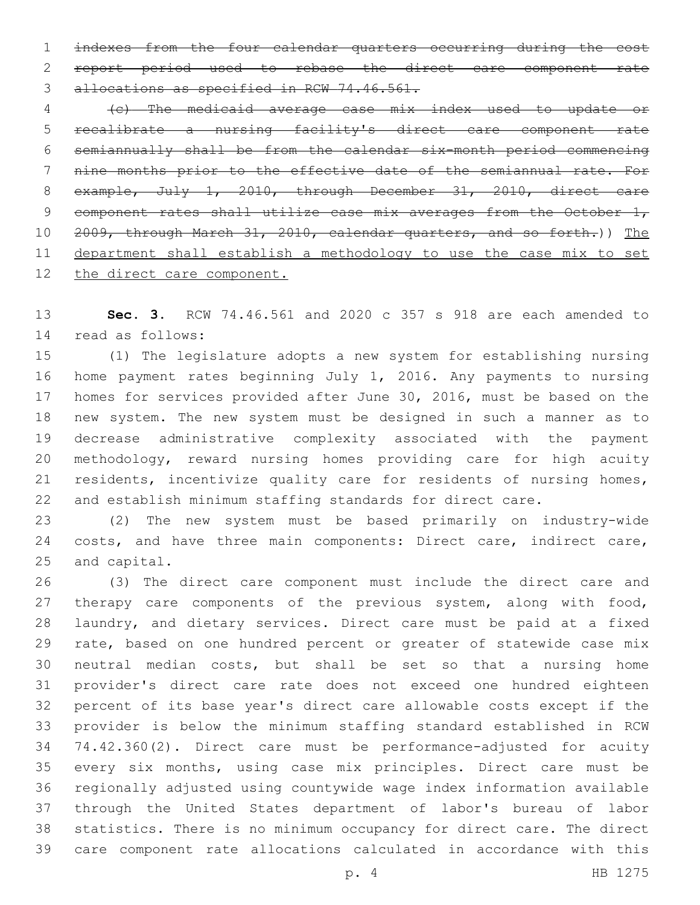~~indexes from the four calendar quarters occurring during the cost report period used to rebase the direct care component rate allocations as specified in RCW 74.46.561.~~

~~(c) The medicaid average case mix index used to update or recalibrate a nursing facility's direct care component rate semiannually shall be from the calendar six-month period commencing nine months prior to the effective date of the semiannual rate. For example, July 1, 2010, through December 31, 2010, direct care component rates shall utilize case mix averages from the October 1, 2009, through March 31, 2010, calendar quarters, and so forth.~~)) <u>The department shall establish a methodology to use the case mix to set the direct care component.</u>

**Sec. 3.** RCW 74.46.561 and 2020 c 357 s 918 are each amended to read as follows:

(1) The legislature adopts a new system for establishing nursing home payment rates beginning July 1, 2016. Any payments to nursing homes for services provided after June 30, 2016, must be based on the new system. The new system must be designed in such a manner as to decrease administrative complexity associated with the payment methodology, reward nursing homes providing care for high acuity residents, incentivize quality care for residents of nursing homes, and establish minimum staffing standards for direct care.

(2) The new system must be based primarily on industry-wide costs, and have three main components: Direct care, indirect care, and capital.

(3) The direct care component must include the direct care and therapy care components of the previous system, along with food, laundry, and dietary services. Direct care must be paid at a fixed rate, based on one hundred percent or greater of statewide case mix neutral median costs, but shall be set so that a nursing home provider's direct care rate does not exceed one hundred eighteen percent of its base year's direct care allowable costs except if the provider is below the minimum staffing standard established in RCW 74.42.360(2). Direct care must be performance-adjusted for acuity every six months, using case mix principles. Direct care must be regionally adjusted using countywide wage index information available through the United States department of labor's bureau of labor statistics. There is no minimum occupancy for direct care. The direct care component rate allocations calculated in accordance with this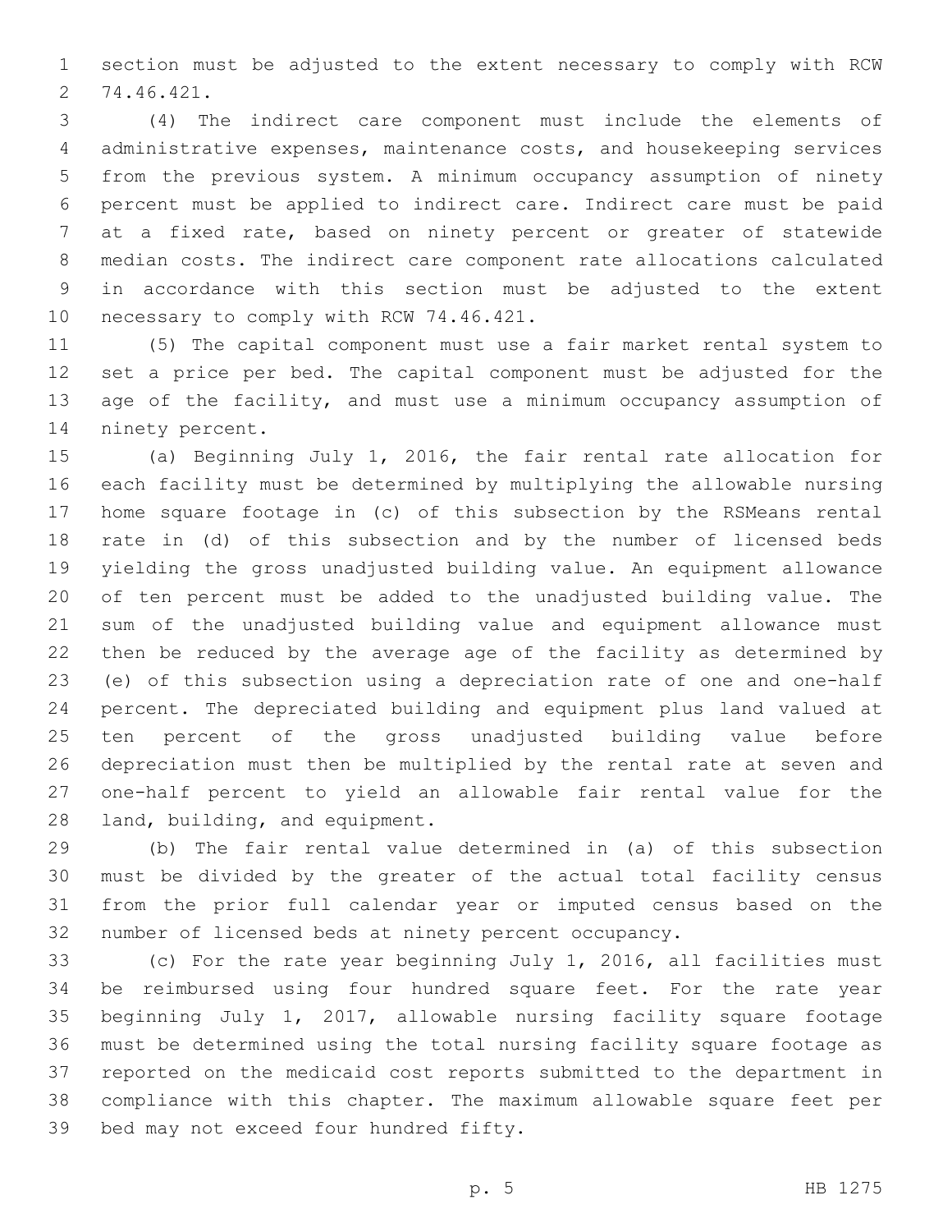section must be adjusted to the extent necessary to comply with RCW 74.46.421.

(4) The indirect care component must include the elements of administrative expenses, maintenance costs, and housekeeping services from the previous system. A minimum occupancy assumption of ninety percent must be applied to indirect care. Indirect care must be paid at a fixed rate, based on ninety percent or greater of statewide median costs. The indirect care component rate allocations calculated in accordance with this section must be adjusted to the extent necessary to comply with RCW 74.46.421.

(5) The capital component must use a fair market rental system to set a price per bed. The capital component must be adjusted for the age of the facility, and must use a minimum occupancy assumption of ninety percent.

(a) Beginning July 1, 2016, the fair rental rate allocation for each facility must be determined by multiplying the allowable nursing home square footage in (c) of this subsection by the RSMeans rental rate in (d) of this subsection and by the number of licensed beds yielding the gross unadjusted building value. An equipment allowance of ten percent must be added to the unadjusted building value. The sum of the unadjusted building value and equipment allowance must then be reduced by the average age of the facility as determined by (e) of this subsection using a depreciation rate of one and one-half percent. The depreciated building and equipment plus land valued at ten percent of the gross unadjusted building value before depreciation must then be multiplied by the rental rate at seven and one-half percent to yield an allowable fair rental value for the land, building, and equipment.

(b) The fair rental value determined in (a) of this subsection must be divided by the greater of the actual total facility census from the prior full calendar year or imputed census based on the number of licensed beds at ninety percent occupancy.

(c) For the rate year beginning July 1, 2016, all facilities must be reimbursed using four hundred square feet. For the rate year beginning July 1, 2017, allowable nursing facility square footage must be determined using the total nursing facility square footage as reported on the medicaid cost reports submitted to the department in compliance with this chapter. The maximum allowable square feet per bed may not exceed four hundred fifty.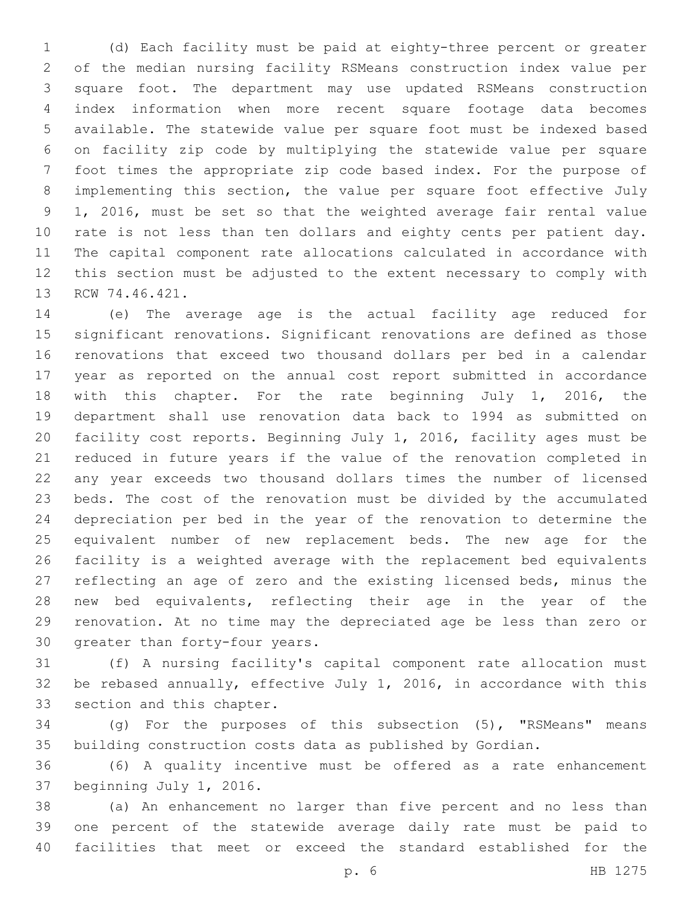(d) Each facility must be paid at eighty-three percent or greater of the median nursing facility RSMeans construction index value per square foot. The department may use updated RSMeans construction index information when more recent square footage data becomes available. The statewide value per square foot must be indexed based on facility zip code by multiplying the statewide value per square foot times the appropriate zip code based index. For the purpose of implementing this section, the value per square foot effective July 1, 2016, must be set so that the weighted average fair rental value rate is not less than ten dollars and eighty cents per patient day. The capital component rate allocations calculated in accordance with this section must be adjusted to the extent necessary to comply with RCW 74.46.421.

(e) The average age is the actual facility age reduced for significant renovations. Significant renovations are defined as those renovations that exceed two thousand dollars per bed in a calendar year as reported on the annual cost report submitted in accordance with this chapter. For the rate beginning July 1, 2016, the department shall use renovation data back to 1994 as submitted on facility cost reports. Beginning July 1, 2016, facility ages must be reduced in future years if the value of the renovation completed in any year exceeds two thousand dollars times the number of licensed beds. The cost of the renovation must be divided by the accumulated depreciation per bed in the year of the renovation to determine the equivalent number of new replacement beds. The new age for the facility is a weighted average with the replacement bed equivalents reflecting an age of zero and the existing licensed beds, minus the new bed equivalents, reflecting their age in the year of the renovation. At no time may the depreciated age be less than zero or greater than forty-four years.

(f) A nursing facility's capital component rate allocation must be rebased annually, effective July 1, 2016, in accordance with this section and this chapter.

(g) For the purposes of this subsection (5), "RSMeans" means building construction costs data as published by Gordian.

(6) A quality incentive must be offered as a rate enhancement beginning July 1, 2016.

(a) An enhancement no larger than five percent and no less than one percent of the statewide average daily rate must be paid to facilities that meet or exceed the standard established for the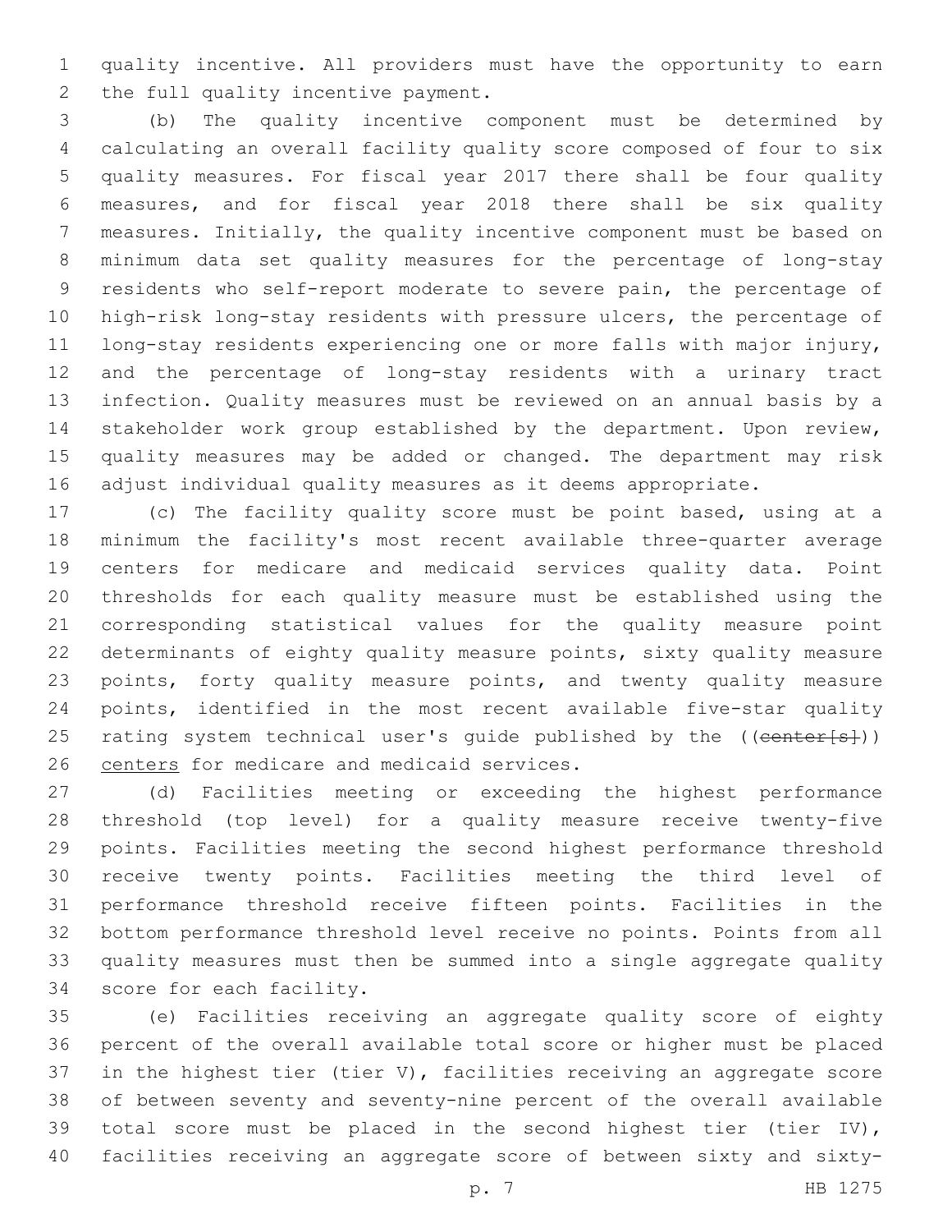quality incentive. All providers must have the opportunity to earn the full quality incentive payment.

(b) The quality incentive component must be determined by calculating an overall facility quality score composed of four to six quality measures. For fiscal year 2017 there shall be four quality measures, and for fiscal year 2018 there shall be six quality measures. Initially, the quality incentive component must be based on minimum data set quality measures for the percentage of long-stay residents who self-report moderate to severe pain, the percentage of high-risk long-stay residents with pressure ulcers, the percentage of long-stay residents experiencing one or more falls with major injury, and the percentage of long-stay residents with a urinary tract infection. Quality measures must be reviewed on an annual basis by a stakeholder work group established by the department. Upon review, quality measures may be added or changed. The department may risk adjust individual quality measures as it deems appropriate.

(c) The facility quality score must be point based, using at a minimum the facility's most recent available three-quarter average centers for medicare and medicaid services quality data. Point thresholds for each quality measure must be established using the corresponding statistical values for the quality measure point determinants of eighty quality measure points, sixty quality measure points, forty quality measure points, and twenty quality measure points, identified in the most recent available five-star quality rating system technical user's guide published by the ((~~center[s]~~)) centers for medicare and medicaid services.

(d) Facilities meeting or exceeding the highest performance threshold (top level) for a quality measure receive twenty-five points. Facilities meeting the second highest performance threshold receive twenty points. Facilities meeting the third level of performance threshold receive fifteen points. Facilities in the bottom performance threshold level receive no points. Points from all quality measures must then be summed into a single aggregate quality score for each facility.

(e) Facilities receiving an aggregate quality score of eighty percent of the overall available total score or higher must be placed in the highest tier (tier V), facilities receiving an aggregate score of between seventy and seventy-nine percent of the overall available total score must be placed in the second highest tier (tier IV), facilities receiving an aggregate score of between sixty and sixty-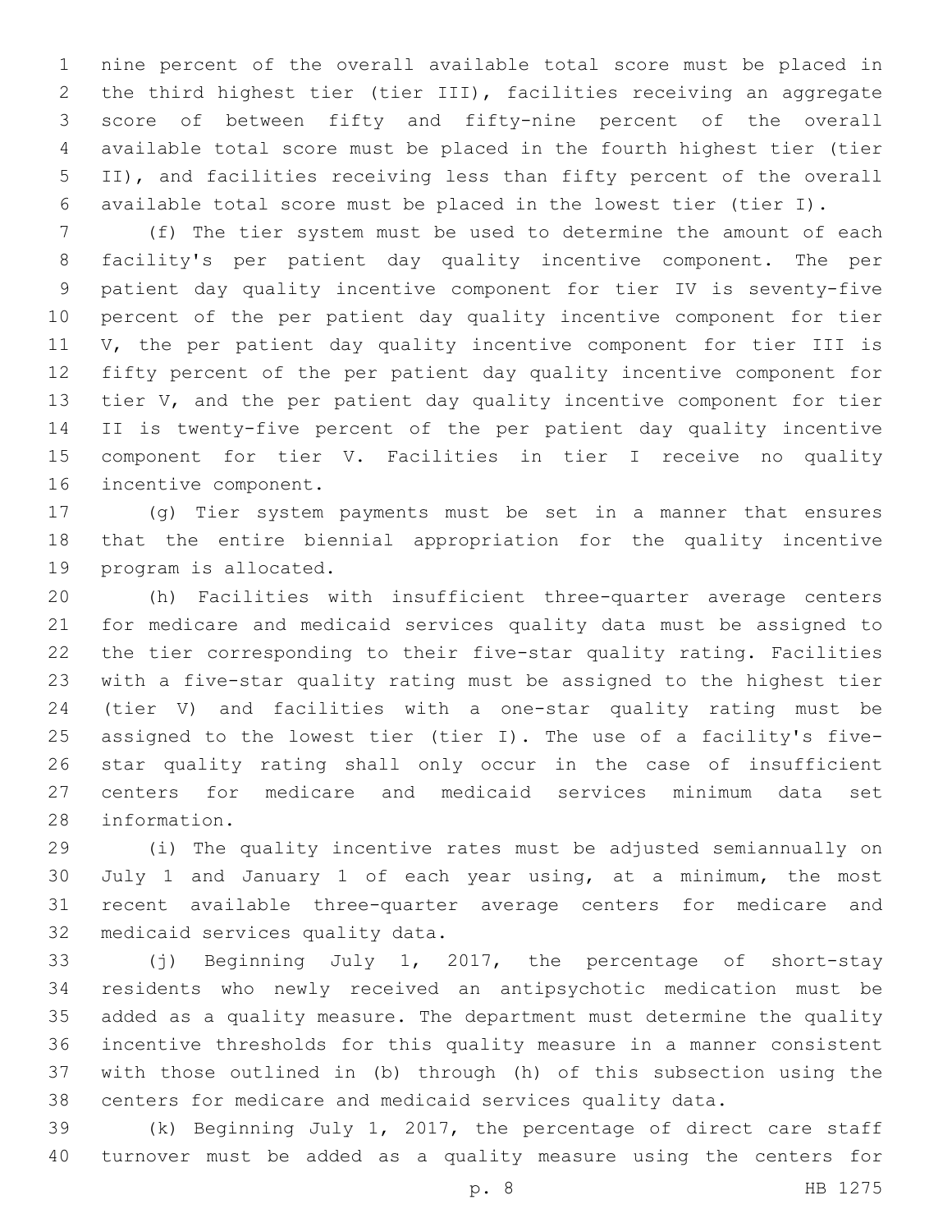nine percent of the overall available total score must be placed in the third highest tier (tier III), facilities receiving an aggregate score of between fifty and fifty-nine percent of the overall available total score must be placed in the fourth highest tier (tier II), and facilities receiving less than fifty percent of the overall available total score must be placed in the lowest tier (tier I).

(f) The tier system must be used to determine the amount of each facility's per patient day quality incentive component. The per patient day quality incentive component for tier IV is seventy-five percent of the per patient day quality incentive component for tier V, the per patient day quality incentive component for tier III is fifty percent of the per patient day quality incentive component for tier V, and the per patient day quality incentive component for tier II is twenty-five percent of the per patient day quality incentive component for tier V. Facilities in tier I receive no quality incentive component.

(g) Tier system payments must be set in a manner that ensures that the entire biennial appropriation for the quality incentive program is allocated.

(h) Facilities with insufficient three-quarter average centers for medicare and medicaid services quality data must be assigned to the tier corresponding to their five-star quality rating. Facilities with a five-star quality rating must be assigned to the highest tier (tier V) and facilities with a one-star quality rating must be assigned to the lowest tier (tier I). The use of a facility's five-star quality rating shall only occur in the case of insufficient centers for medicare and medicaid services minimum data set information.

(i) The quality incentive rates must be adjusted semiannually on July 1 and January 1 of each year using, at a minimum, the most recent available three-quarter average centers for medicare and medicaid services quality data.

(j) Beginning July 1, 2017, the percentage of short-stay residents who newly received an antipsychotic medication must be added as a quality measure. The department must determine the quality incentive thresholds for this quality measure in a manner consistent with those outlined in (b) through (h) of this subsection using the centers for medicare and medicaid services quality data.

(k) Beginning July 1, 2017, the percentage of direct care staff turnover must be added as a quality measure using the centers for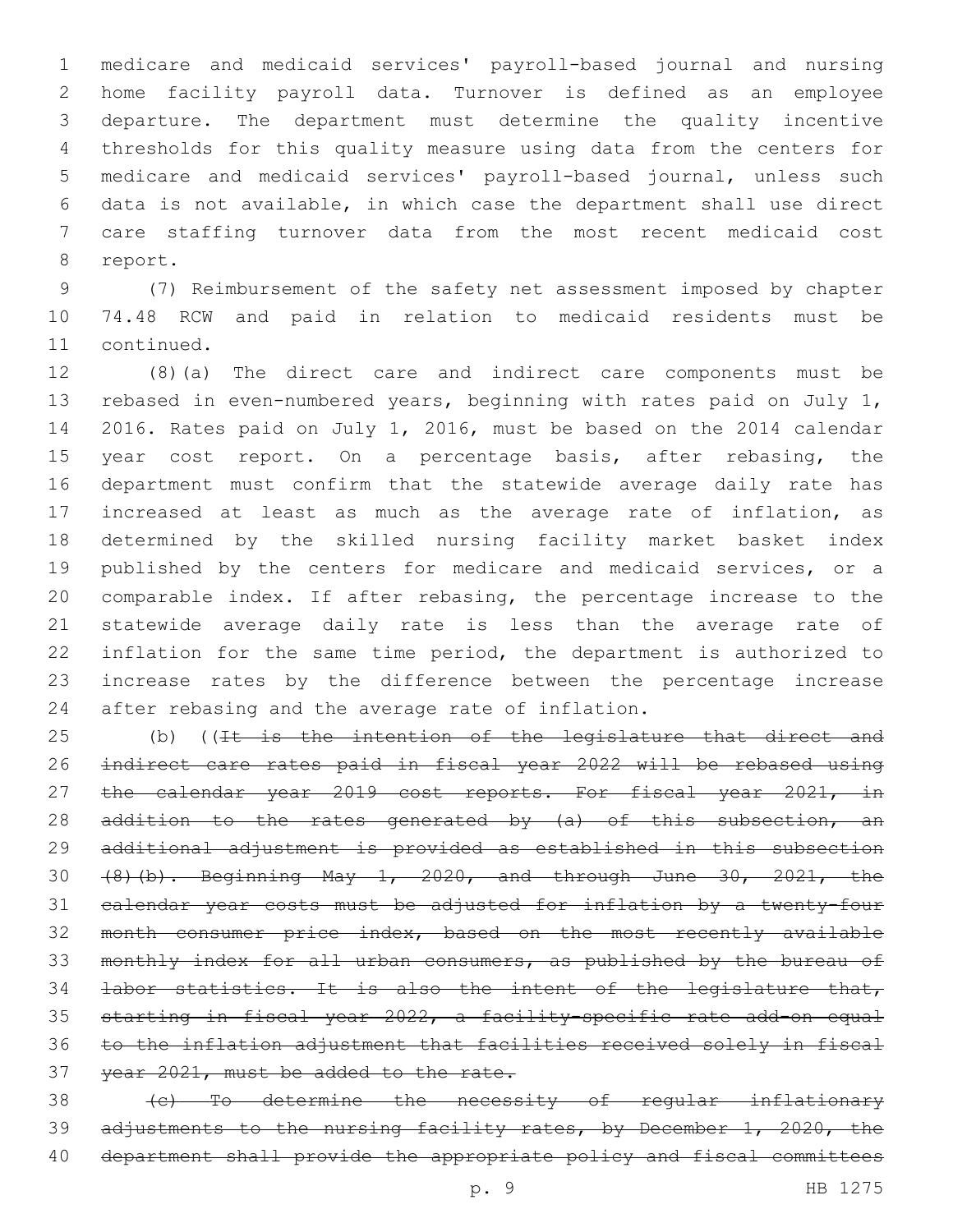medicare and medicaid services' payroll-based journal and nursing home facility payroll data. Turnover is defined as an employee departure. The department must determine the quality incentive thresholds for this quality measure using data from the centers for medicare and medicaid services' payroll-based journal, unless such data is not available, in which case the department shall use direct care staffing turnover data from the most recent medicaid cost report.

(7) Reimbursement of the safety net assessment imposed by chapter 74.48 RCW and paid in relation to medicaid residents must be continued.

(8)(a) The direct care and indirect care components must be rebased in even-numbered years, beginning with rates paid on July 1, 2016. Rates paid on July 1, 2016, must be based on the 2014 calendar year cost report. On a percentage basis, after rebasing, the department must confirm that the statewide average daily rate has increased at least as much as the average rate of inflation, as determined by the skilled nursing facility market basket index published by the centers for medicare and medicaid services, or a comparable index. If after rebasing, the percentage increase to the statewide average daily rate is less than the average rate of inflation for the same time period, the department is authorized to increase rates by the difference between the percentage increase after rebasing and the average rate of inflation.

(b) ((~~It is the intention of the legislature that direct and indirect care rates paid in fiscal year 2022 will be rebased using the calendar year 2019 cost reports. For fiscal year 2021, in addition to the rates generated by (a) of this subsection, an additional adjustment is provided as established in this subsection (8)(b). Beginning May 1, 2020, and through June 30, 2021, the calendar year costs must be adjusted for inflation by a twenty-four month consumer price index, based on the most recently available monthly index for all urban consumers, as published by the bureau of labor statistics. It is also the intent of the legislature that, starting in fiscal year 2022, a facility-specific rate add-on equal to the inflation adjustment that facilities received solely in fiscal year 2021, must be added to the rate.~~

~~(c) To determine the necessity of regular inflationary adjustments to the nursing facility rates, by December 1, 2020, the department shall provide the appropriate policy and fiscal committees~~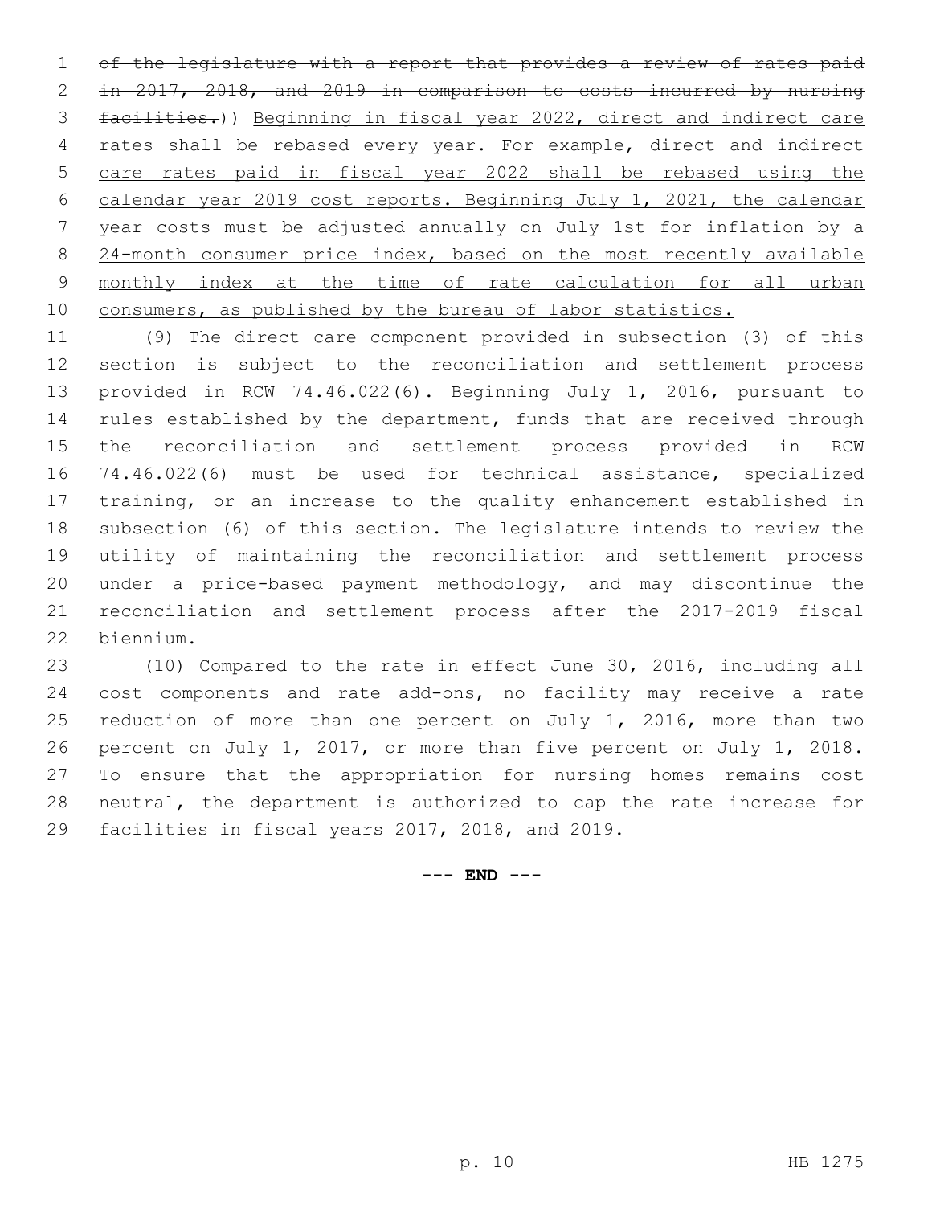~~of the legislature with a report that provides a review of rates paid in 2017, 2018, and 2019 in comparison to costs incurred by nursing facilities.~~)) Beginning in fiscal year 2022, direct and indirect care rates shall be rebased every year. For example, direct and indirect care rates paid in fiscal year 2022 shall be rebased using the calendar year 2019 cost reports. Beginning July 1, 2021, the calendar year costs must be adjusted annually on July 1st for inflation by a 24-month consumer price index, based on the most recently available monthly index at the time of rate calculation for all urban consumers, as published by the bureau of labor statistics.

(9) The direct care component provided in subsection (3) of this section is subject to the reconciliation and settlement process provided in RCW 74.46.022(6). Beginning July 1, 2016, pursuant to rules established by the department, funds that are received through the reconciliation and settlement process provided in RCW 74.46.022(6) must be used for technical assistance, specialized training, or an increase to the quality enhancement established in subsection (6) of this section. The legislature intends to review the utility of maintaining the reconciliation and settlement process under a price-based payment methodology, and may discontinue the reconciliation and settlement process after the 2017-2019 fiscal biennium.

(10) Compared to the rate in effect June 30, 2016, including all cost components and rate add-ons, no facility may receive a rate reduction of more than one percent on July 1, 2016, more than two percent on July 1, 2017, or more than five percent on July 1, 2018. To ensure that the appropriation for nursing homes remains cost neutral, the department is authorized to cap the rate increase for facilities in fiscal years 2017, 2018, and 2019.

**--- END ---**